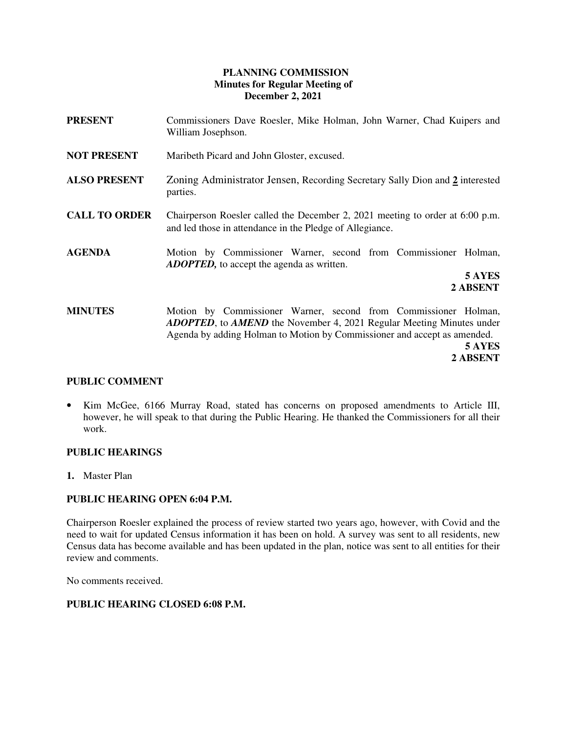# PLANNING COMMISSION
## Minutes for Regular Meeting of
## December 2, 2021

**PRESENT** Commissioners Dave Roesler, Mike Holman, John Warner, Chad Kuipers and William Josephson.

**NOT PRESENT** Maribeth Picard and John Gloster, excused.

**ALSO PRESENT** Zoning Administrator Jensen, Recording Secretary Sally Dion and **2** interested parties.

**CALL TO ORDER** Chairperson Roesler called the December 2, 2021 meeting to order at 6:00 p.m. and led those in attendance in the Pledge of Allegiance.

**AGENDA** Motion by Commissioner Warner, second from Commissioner Holman, ***ADOPTED,*** to accept the agenda as written.

**5 AYES**
**2 ABSENT**

**MINUTES** Motion by Commissioner Warner, second from Commissioner Holman, ***ADOPTED***, to ***AMEND*** the November 4, 2021 Regular Meeting Minutes under Agenda by adding Holman to Motion by Commissioner and accept as amended.

**5 AYES**
**2 ABSENT**

**PUBLIC COMMENT**

- Kim McGee, 6166 Murray Road, stated has concerns on proposed amendments to Article III, however, he will speak to that during the Public Hearing. He thanked the Commissioners for all their work.

**PUBLIC HEARINGS**

1. Master Plan

**PUBLIC HEARING OPEN 6:04 P.M.**

Chairperson Roesler explained the process of review started two years ago, however, with Covid and the need to wait for updated Census information it has been on hold. A survey was sent to all residents, new Census data has become available and has been updated in the plan, notice was sent to all entities for their review and comments.

No comments received.

**PUBLIC HEARING CLOSED 6:08 P.M.**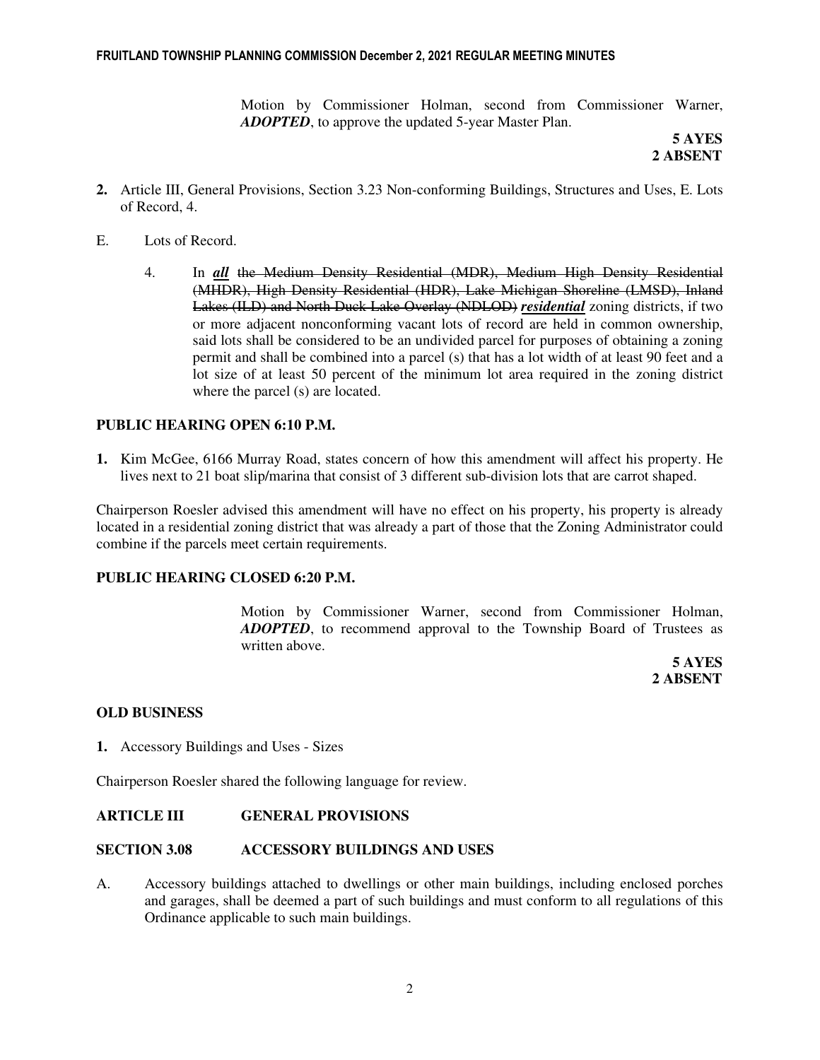Motion by Commissioner Holman, second from Commissioner Warner, ***ADOPTED***, to approve the updated 5-year Master Plan.

**5 AYES**
**2 ABSENT**

**2.** Article III, General Provisions, Section 3.23 Non-conforming Buildings, Structures and Uses, E. Lots of Record, 4.

E. Lots of Record.

4. In ***all*** ~~the Medium Density Residential (MDR), Medium High Density Residential (MHDR), High Density Residential (HDR), Lake Michigan Shoreline (LMSD), Inland Lakes (ILD) and North Duck Lake Overlay (NDLOD)~~ ***residential*** zoning districts, if two or more adjacent nonconforming vacant lots of record are held in common ownership, said lots shall be considered to be an undivided parcel for purposes of obtaining a zoning permit and shall be combined into a parcel (s) that has a lot width of at least 90 feet and a lot size of at least 50 percent of the minimum lot area required in the zoning district where the parcel (s) are located.

**PUBLIC HEARING OPEN 6:10 P.M.**

**1.** Kim McGee, 6166 Murray Road, states concern of how this amendment will affect his property. He lives next to 21 boat slip/marina that consist of 3 different sub-division lots that are carrot shaped.

Chairperson Roesler advised this amendment will have no effect on his property, his property is already located in a residential zoning district that was already a part of those that the Zoning Administrator could combine if the parcels meet certain requirements.

**PUBLIC HEARING CLOSED 6:20 P.M.**

Motion by Commissioner Warner, second from Commissioner Holman, ***ADOPTED***, to recommend approval to the Township Board of Trustees as written above.

**5 AYES**
**2 ABSENT**

**OLD BUSINESS**

**1.** Accessory Buildings and Uses - Sizes

Chairperson Roesler shared the following language for review.

**ARTICLE III GENERAL PROVISIONS**

**SECTION 3.08 ACCESSORY BUILDINGS AND USES**

A. Accessory buildings attached to dwellings or other main buildings, including enclosed porches and garages, shall be deemed a part of such buildings and must conform to all regulations of this Ordinance applicable to such main buildings.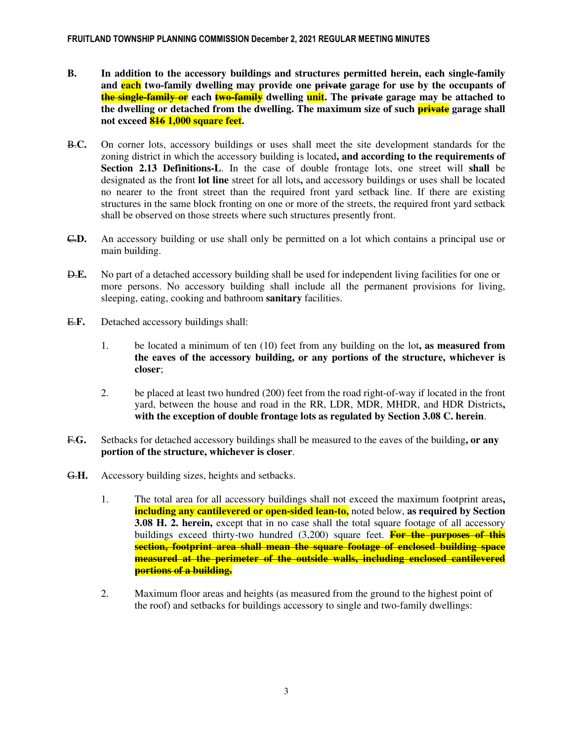**B.** **In addition to the accessory buildings and structures permitted herein, each single-family and each two-family dwelling may provide one ~~private~~ garage for use by the occupants of ~~the single-family or~~ each ~~two-family~~ dwelling unit. The ~~private~~ garage may be attached to the dwelling or detached from the dwelling. The maximum size of such ~~private~~ garage shall not exceed ~~816~~ 1,000 square feet.**

~~B.~~**C.** On corner lots, accessory buildings or uses shall meet the site development standards for the zoning district in which the accessory building is located**, and according to the requirements of Section 2.13 Definitions-L**. In the case of double frontage lots, one street will **shall** be designated as the front **lot line** street for all lots**,** and accessory buildings or uses shall be located no nearer to the front street than the required front yard setback line. If there are existing structures in the same block fronting on one or more of the streets, the required front yard setback shall be observed on those streets where such structures presently front.

~~C.~~**D.** An accessory building or use shall only be permitted on a lot which contains a principal use or main building.

~~D.~~**E.** No part of a detached accessory building shall be used for independent living facilities for one or more persons. No accessory building shall include all the permanent provisions for living, sleeping, eating, cooking and bathroom **sanitary** facilities.

~~E.~~**F.** Detached accessory buildings shall:

1. be located a minimum of ten (10) feet from any building on the lot**, as measured from the eaves of the accessory building, or any portions of the structure, whichever is closer**;

2. be placed at least two hundred (200) feet from the road right-of-way if located in the front yard, between the house and road in the RR, LDR, MDR, MHDR, and HDR Districts**, with the exception of double frontage lots as regulated by Section 3.08 C. herein**.

~~F.~~**G.** Setbacks for detached accessory buildings shall be measured to the eaves of the building**, or any portion of the structure, whichever is closer**.

~~G.~~**H.** Accessory building sizes, heights and setbacks.

1. The total area for all accessory buildings shall not exceed the maximum footprint areas**, including any cantilevered or open-sided lean-to,** noted below, **as required by Section 3.08 H. 2. herein,** except that in no case shall the total square footage of all accessory buildings exceed thirty-two hundred (3,200) square feet. ~~**For the purposes of this section, footprint area shall mean the square footage of enclosed building space measured at the perimeter of the outside walls, including enclosed cantilevered portions of a building.**~~

2. Maximum floor areas and heights (as measured from the ground to the highest point of the roof) and setbacks for buildings accessory to single and two-family dwellings: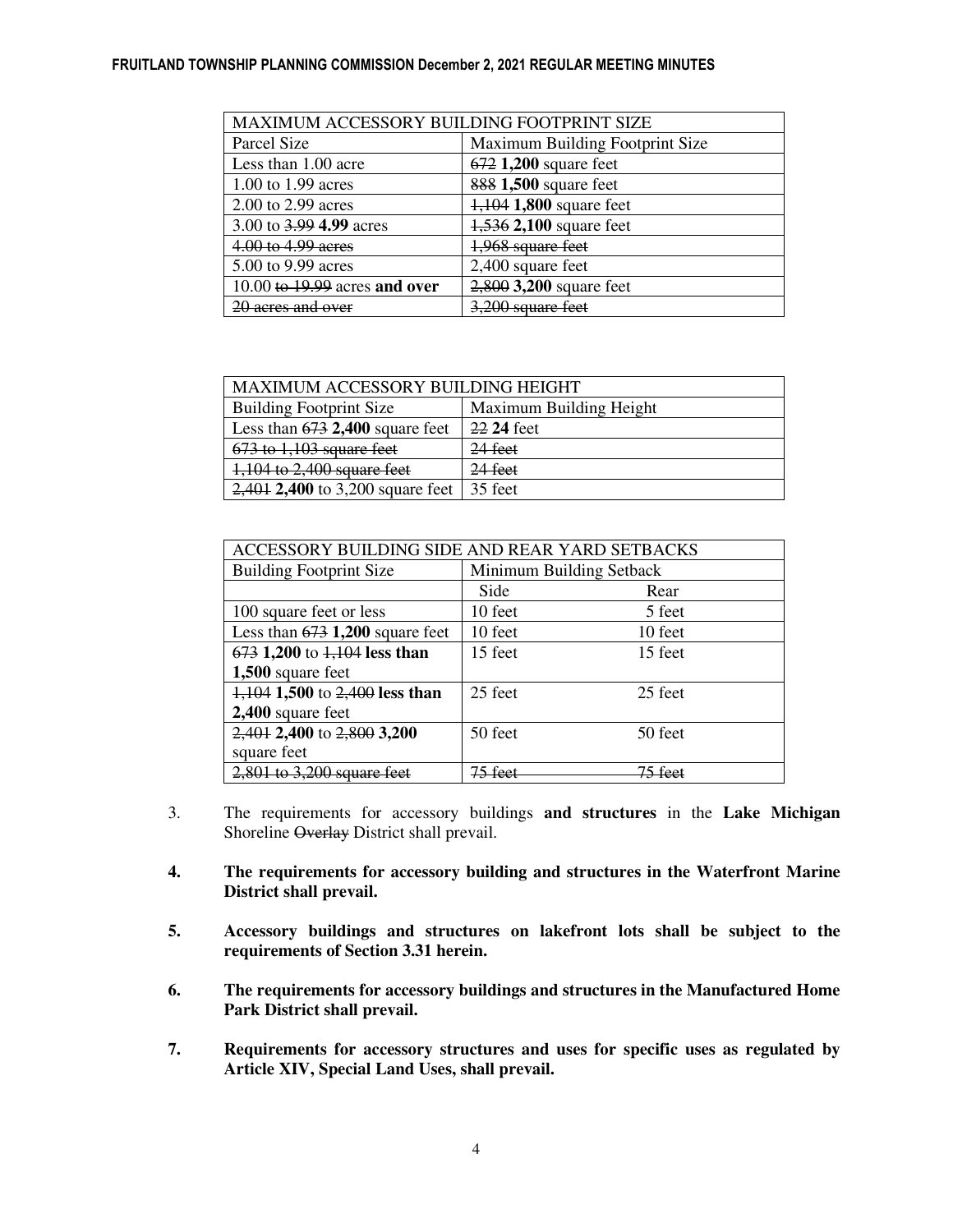| MAXIMUM ACCESSORY BUILDING FOOTPRINT SIZE | |
|---|---|
| Parcel Size | Maximum Building Footprint Size |
| Less than 1.00 acre | ~~672~~ **1,200** square feet |
| 1.00 to 1.99 acres | ~~888~~ **1,500** square feet |
| 2.00 to 2.99 acres | ~~1,104~~ **1,800** square feet |
| 3.00 to ~~3.99~~ **4.99** acres | ~~1,536~~ **2,100** square feet |
| ~~4.00 to 4.99 acres~~ | ~~1,968 square feet~~ |
| 5.00 to 9.99 acres | 2,400 square feet |
| 10.00 ~~to 19.99~~ acres **and over** | ~~2,800~~ **3,200** square feet |
| ~~20 acres and over~~ | ~~3,200 square feet~~ |

| MAXIMUM ACCESSORY BUILDING HEIGHT | |
|---|---|
| Building Footprint Size | Maximum Building Height |
| Less than ~~673~~ **2,400** square feet | ~~22~~ **24** feet |
| ~~673 to 1,103 square feet~~ | ~~24 feet~~ |
| ~~1,104 to 2,400 square feet~~ | ~~24 feet~~ |
| ~~2,401~~ **2,400** to 3,200 square feet | 35 feet |

| ACCESSORY BUILDING SIDE AND REAR YARD SETBACKS | | |
|---|---|---|
| Building Footprint Size | Minimum Building Setback | |
| | Side | Rear |
| 100 square feet or less | 10 feet | 5 feet |
| Less than ~~673~~ **1,200** square feet | 10 feet | 10 feet |
| ~~673~~ **1,200** to ~~1,104~~ **less than 1,500** square feet | 15 feet | 15 feet |
| ~~1,104~~ **1,500** to ~~2,400~~ **less than 2,400** square feet | 25 feet | 25 feet |
| ~~2,401~~ **2,400** to ~~2,800~~ **3,200** square feet | 50 feet | 50 feet |
| ~~2,801 to 3,200 square feet~~ | ~~75 feet~~ | ~~75 feet~~ |

3. The requirements for accessory buildings **and structures** in the **Lake Michigan** Shoreline ~~Overlay~~ District shall prevail.

**4. The requirements for accessory building and structures in the Waterfront Marine District shall prevail.**

**5. Accessory buildings and structures on lakefront lots shall be subject to the requirements of Section 3.31 herein.**

**6. The requirements for accessory buildings and structures in the Manufactured Home Park District shall prevail.**

**7. Requirements for accessory structures and uses for specific uses as regulated by Article XIV, Special Land Uses, shall prevail.**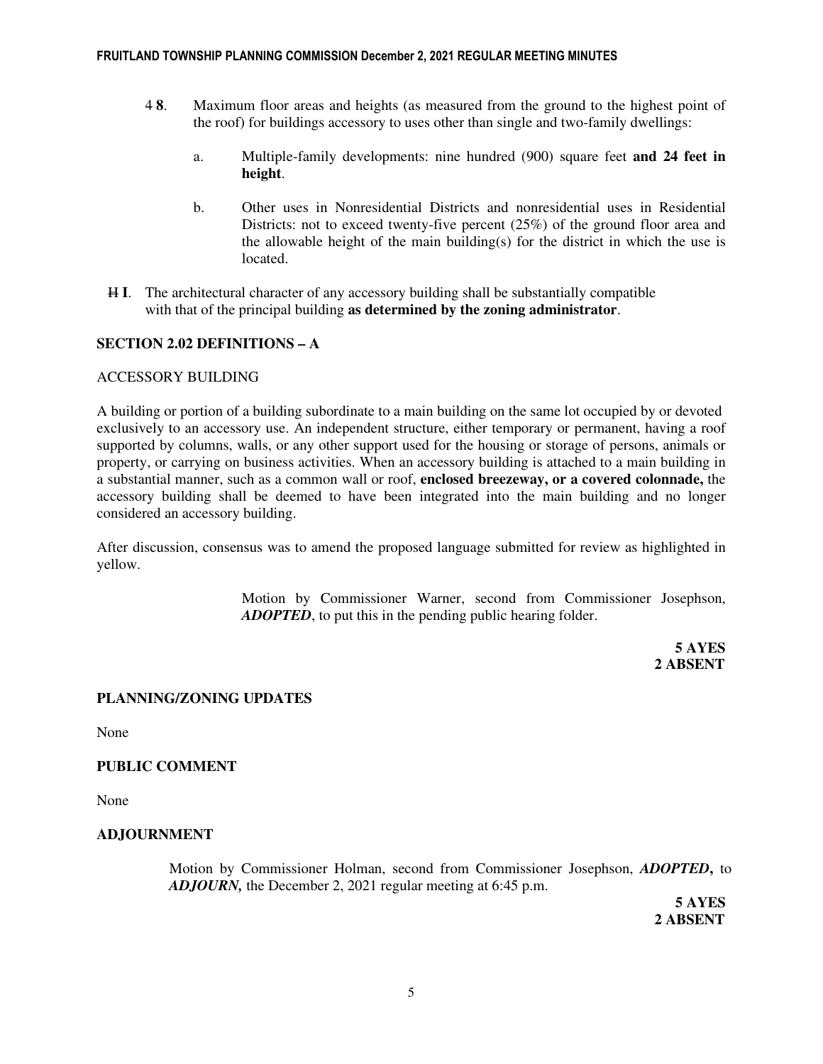4 **8**. Maximum floor areas and heights (as measured from the ground to the highest point of the roof) for buildings accessory to uses other than single and two-family dwellings:

a. Multiple-family developments: nine hundred (900) square feet **and 24 feet in height**.

b. Other uses in Nonresidential Districts and nonresidential uses in Residential Districts: not to exceed twenty-five percent (25%) of the ground floor area and the allowable height of the main building(s) for the district in which the use is located.

~~H~~ **I**. The architectural character of any accessory building shall be substantially compatible with that of the principal building **as determined by the zoning administrator**.

**SECTION 2.02 DEFINITIONS – A**

ACCESSORY BUILDING

A building or portion of a building subordinate to a main building on the same lot occupied by or devoted exclusively to an accessory use. An independent structure, either temporary or permanent, having a roof supported by columns, walls, or any other support used for the housing or storage of persons, animals or property, or carrying on business activities. When an accessory building is attached to a main building in a substantial manner, such as a common wall or roof, **enclosed breezeway, or a covered colonnade,** the accessory building shall be deemed to have been integrated into the main building and no longer considered an accessory building.

After discussion, consensus was to amend the proposed language submitted for review as highlighted in yellow.

> Motion by Commissioner Warner, second from Commissioner Josephson, ***ADOPTED***, to put this in the pending public hearing folder.
>
> **5 AYES**
> **2 ABSENT**

**PLANNING/ZONING UPDATES**

None

**PUBLIC COMMENT**

None

**ADJOURNMENT**

> Motion by Commissioner Holman, second from Commissioner Josephson, ***ADOPTED,*** to ***ADJOURN,*** the December 2, 2021 regular meeting at 6:45 p.m.
>
> **5 AYES**
> **2 ABSENT**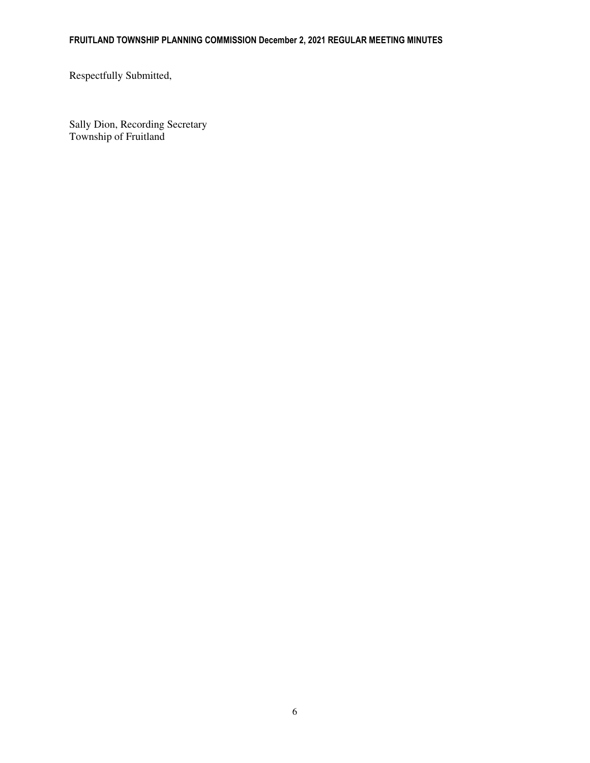Respectfully Submitted,

Sally Dion, Recording Secretary
Township of Fruitland